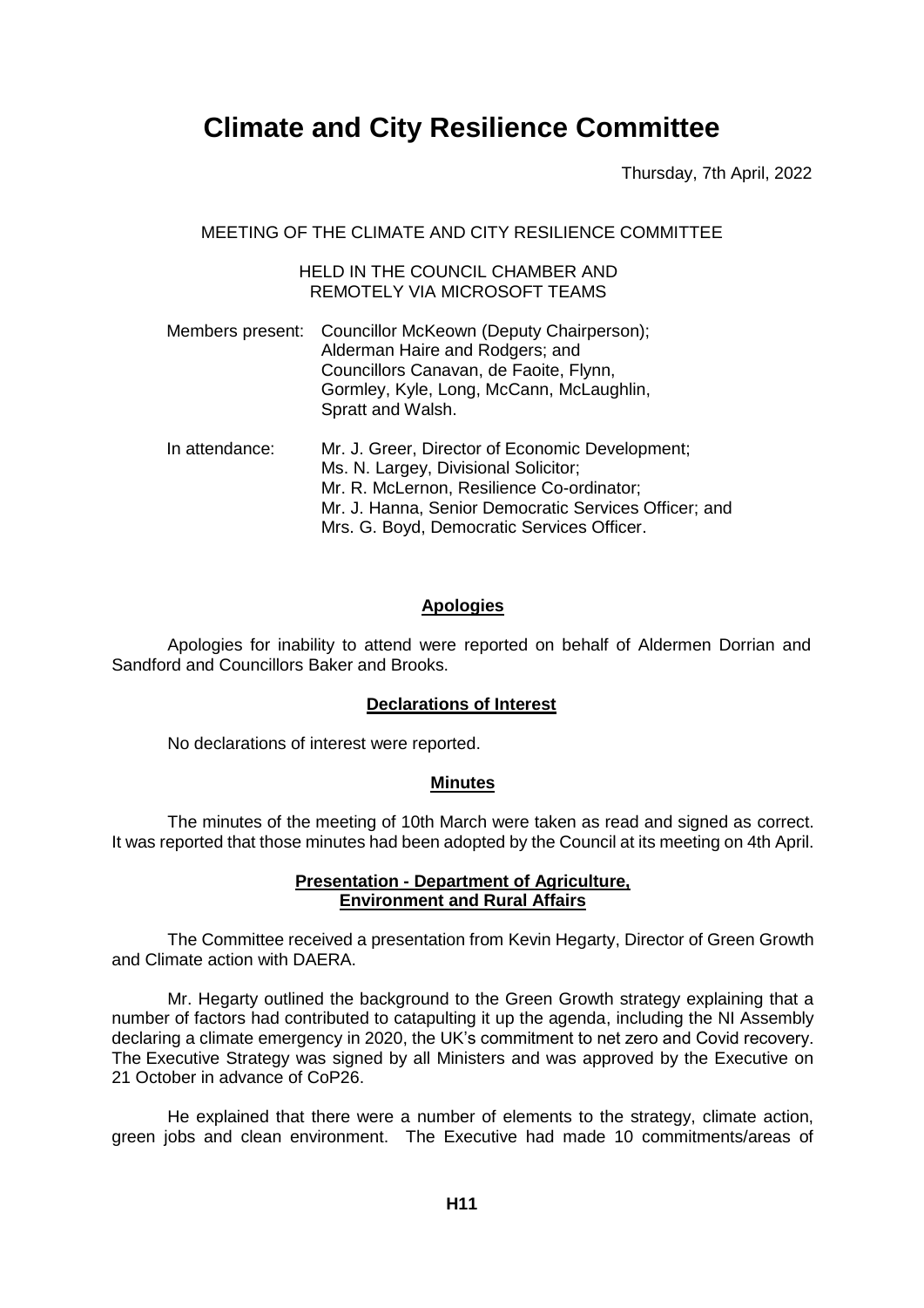# Climate and City Resilience Committee

Thursday, 7th April, 2022

MEETING OF THE CLIMATE AND CITY RESILIENCE COMMITTEE

HELD IN THE COUNCIL CHAMBER AND REMOTELY VIA MICROSOFT TEAMS

Members present: Councillor McKeown (Deputy Chairperson); Alderman Haire and Rodgers; and Councillors Canavan, de Faoite, Flynn, Gormley, Kyle, Long, McCann, McLaughlin, Spratt and Walsh.

In attendance: Mr. J. Greer, Director of Economic Development; Ms. N. Largey, Divisional Solicitor; Mr. R. McLernon, Resilience Co-ordinator; Mr. J. Hanna, Senior Democratic Services Officer; and Mrs. G. Boyd, Democratic Services Officer.

**Apologies**

Apologies for inability to attend were reported on behalf of Aldermen Dorrian and Sandford and Councillors Baker and Brooks.

**Declarations of Interest**

No declarations of interest were reported.

**Minutes**

The minutes of the meeting of 10th March were taken as read and signed as correct. It was reported that those minutes had been adopted by the Council at its meeting on 4th April.

**Presentation - Department of Agriculture, Environment and Rural Affairs**

The Committee received a presentation from Kevin Hegarty, Director of Green Growth and Climate action with DAERA.

Mr. Hegarty outlined the background to the Green Growth strategy explaining that a number of factors had contributed to catapulting it up the agenda, including the NI Assembly declaring a climate emergency in 2020, the UK's commitment to net zero and Covid recovery. The Executive Strategy was signed by all Ministers and was approved by the Executive on 21 October in advance of CoP26.

He explained that there were a number of elements to the strategy, climate action, green jobs and clean environment. The Executive had made 10 commitments/areas of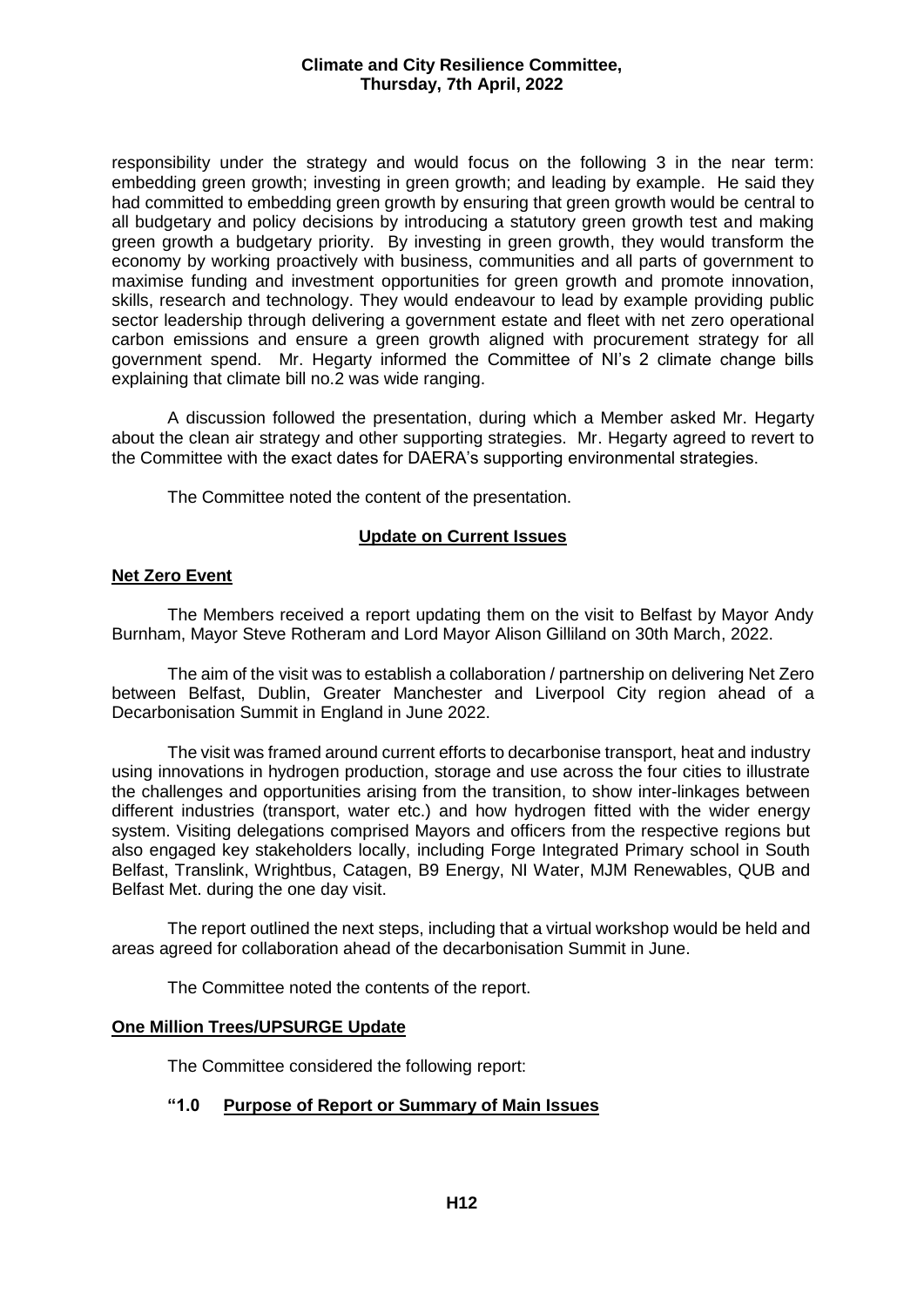responsibility under the strategy and would focus on the following 3 in the near term: embedding green growth; investing in green growth; and leading by example. He said they had committed to embedding green growth by ensuring that green growth would be central to all budgetary and policy decisions by introducing a statutory green growth test and making green growth a budgetary priority. By investing in green growth, they would transform the economy by working proactively with business, communities and all parts of government to maximise funding and investment opportunities for green growth and promote innovation, skills, research and technology. They would endeavour to lead by example providing public sector leadership through delivering a government estate and fleet with net zero operational carbon emissions and ensure a green growth aligned with procurement strategy for all government spend. Mr. Hegarty informed the Committee of NI's 2 climate change bills explaining that climate bill no.2 was wide ranging.

A discussion followed the presentation, during which a Member asked Mr. Hegarty about the clean air strategy and other supporting strategies. Mr. Hegarty agreed to revert to the Committee with the exact dates for DAERA's supporting environmental strategies.

The Committee noted the content of the presentation.

## Update on Current Issues

### Net Zero Event

The Members received a report updating them on the visit to Belfast by Mayor Andy Burnham, Mayor Steve Rotheram and Lord Mayor Alison Gilliland on 30th March, 2022.

The aim of the visit was to establish a collaboration / partnership on delivering Net Zero between Belfast, Dublin, Greater Manchester and Liverpool City region ahead of a Decarbonisation Summit in England in June 2022.

The visit was framed around current efforts to decarbonise transport, heat and industry using innovations in hydrogen production, storage and use across the four cities to illustrate the challenges and opportunities arising from the transition, to show inter-linkages between different industries (transport, water etc.) and how hydrogen fitted with the wider energy system. Visiting delegations comprised Mayors and officers from the respective regions but also engaged key stakeholders locally, including Forge Integrated Primary school in South Belfast, Translink, Wrightbus, Catagen, B9 Energy, NI Water, MJM Renewables, QUB and Belfast Met. during the one day visit.

The report outlined the next steps, including that a virtual workshop would be held and areas agreed for collaboration ahead of the decarbonisation Summit in June.

The Committee noted the contents of the report.

### One Million Trees/UPSURGE Update

The Committee considered the following report:

**"1.0 Purpose of Report or Summary of Main Issues**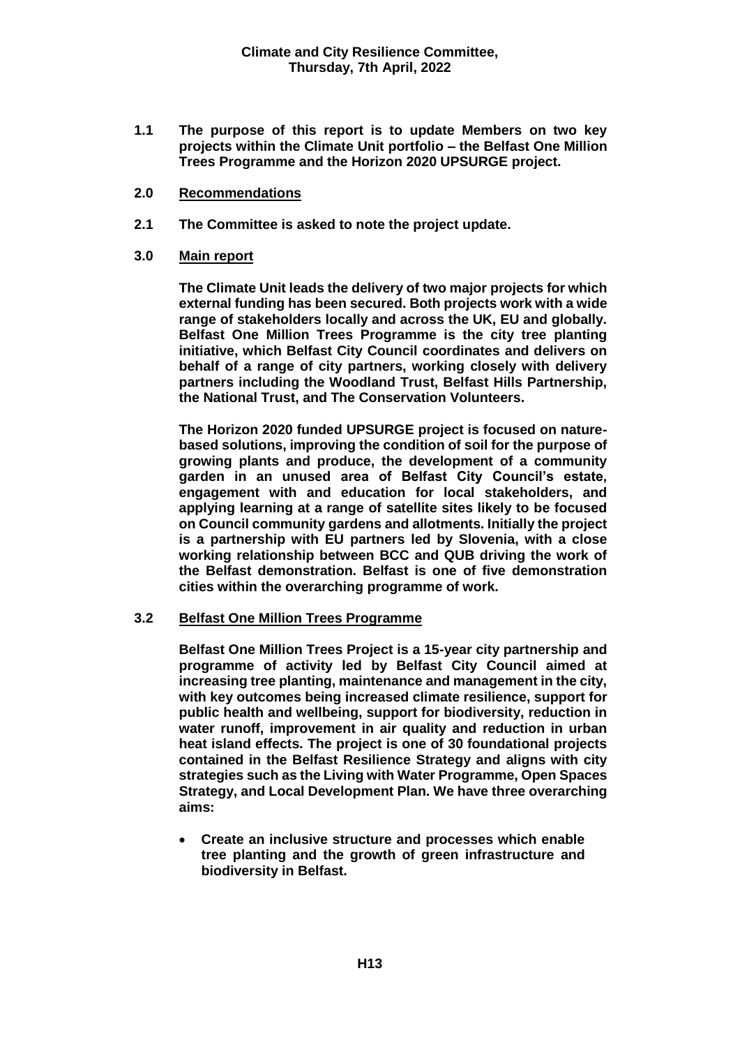**1.1 The purpose of this report is to update Members on two key projects within the Climate Unit portfolio – the Belfast One Million Trees Programme and the Horizon 2020 UPSURGE project.**

**2.0 Recommendations**

**2.1 The Committee is asked to note the project update.**

**3.0 Main report**

**The Climate Unit leads the delivery of two major projects for which external funding has been secured. Both projects work with a wide range of stakeholders locally and across the UK, EU and globally. Belfast One Million Trees Programme is the city tree planting initiative, which Belfast City Council coordinates and delivers on behalf of a range of city partners, working closely with delivery partners including the Woodland Trust, Belfast Hills Partnership, the National Trust, and The Conservation Volunteers.**

**The Horizon 2020 funded UPSURGE project is focused on nature-based solutions, improving the condition of soil for the purpose of growing plants and produce, the development of a community garden in an unused area of Belfast City Council's estate, engagement with and education for local stakeholders, and applying learning at a range of satellite sites likely to be focused on Council community gardens and allotments. Initially the project is a partnership with EU partners led by Slovenia, with a close working relationship between BCC and QUB driving the work of the Belfast demonstration. Belfast is one of five demonstration cities within the overarching programme of work.**

**3.2 Belfast One Million Trees Programme**

**Belfast One Million Trees Project is a 15-year city partnership and programme of activity led by Belfast City Council aimed at increasing tree planting, maintenance and management in the city, with key outcomes being increased climate resilience, support for public health and wellbeing, support for biodiversity, reduction in water runoff, improvement in air quality and reduction in urban heat island effects. The project is one of 30 foundational projects contained in the Belfast Resilience Strategy and aligns with city strategies such as the Living with Water Programme, Open Spaces Strategy, and Local Development Plan. We have three overarching aims:**

- **Create an inclusive structure and processes which enable tree planting and the growth of green infrastructure and biodiversity in Belfast.**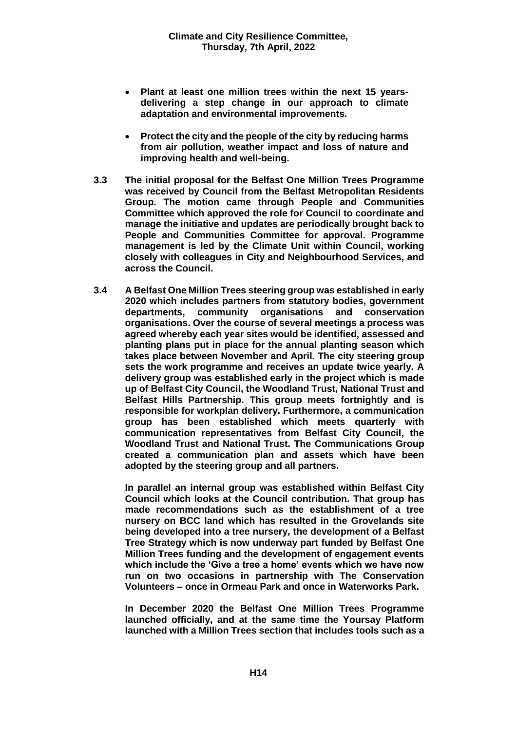- **Plant at least one million trees within the next 15 years- delivering a step change in our approach to climate adaptation and environmental improvements.**

- **Protect the city and the people of the city by reducing harms from air pollution, weather impact and loss of nature and improving health and well-being.**

**3.3** **The initial proposal for the Belfast One Million Trees Programme was received by Council from the Belfast Metropolitan Residents Group. The motion came through People and Communities Committee which approved the role for Council to coordinate and manage the initiative and updates are periodically brought back to People and Communities Committee for approval. Programme management is led by the Climate Unit within Council, working closely with colleagues in City and Neighbourhood Services, and across the Council.**

**3.4** **A Belfast One Million Trees steering group was established in early 2020 which includes partners from statutory bodies, government departments, community organisations and conservation organisations. Over the course of several meetings a process was agreed whereby each year sites would be identified, assessed and planting plans put in place for the annual planting season which takes place between November and April. The city steering group sets the work programme and receives an update twice yearly. A delivery group was established early in the project which is made up of Belfast City Council, the Woodland Trust, National Trust and Belfast Hills Partnership. This group meets fortnightly and is responsible for workplan delivery. Furthermore, a communication group has been established which meets quarterly with communication representatives from Belfast City Council, the Woodland Trust and National Trust. The Communications Group created a communication plan and assets which have been adopted by the steering group and all partners.**

**In parallel an internal group was established within Belfast City Council which looks at the Council contribution. That group has made recommendations such as the establishment of a tree nursery on BCC land which has resulted in the Grovelands site being developed into a tree nursery, the development of a Belfast Tree Strategy which is now underway part funded by Belfast One Million Trees funding and the development of engagement events which include the 'Give a tree a home' events which we have now run on two occasions in partnership with The Conservation Volunteers – once in Ormeau Park and once in Waterworks Park.**

**In December 2020 the Belfast One Million Trees Programme launched officially, and at the same time the Yoursay Platform launched with a Million Trees section that includes tools such as a**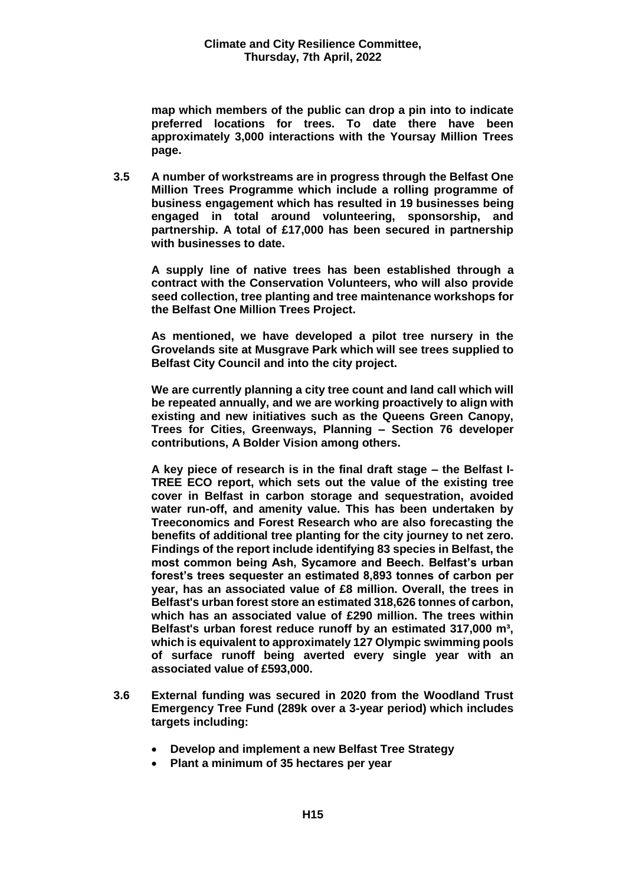**map which members of the public can drop a pin into to indicate preferred locations for trees. To date there have been approximately 3,000 interactions with the Yoursay Million Trees page.**

**3.5 A number of workstreams are in progress through the Belfast One Million Trees Programme which include a rolling programme of business engagement which has resulted in 19 businesses being engaged in total around volunteering, sponsorship, and partnership. A total of £17,000 has been secured in partnership with businesses to date.**

**A supply line of native trees has been established through a contract with the Conservation Volunteers, who will also provide seed collection, tree planting and tree maintenance workshops for the Belfast One Million Trees Project.**

**As mentioned, we have developed a pilot tree nursery in the Grovelands site at Musgrave Park which will see trees supplied to Belfast City Council and into the city project.**

**We are currently planning a city tree count and land call which will be repeated annually, and we are working proactively to align with existing and new initiatives such as the Queens Green Canopy, Trees for Cities, Greenways, Planning – Section 76 developer contributions, A Bolder Vision among others.**

**A key piece of research is in the final draft stage – the Belfast I-TREE ECO report, which sets out the value of the existing tree cover in Belfast in carbon storage and sequestration, avoided water run-off, and amenity value. This has been undertaken by Treeconomics and Forest Research who are also forecasting the benefits of additional tree planting for the city journey to net zero. Findings of the report include identifying 83 species in Belfast, the most common being Ash, Sycamore and Beech. Belfast's urban forest's trees sequester an estimated 8,893 tonnes of carbon per year, has an associated value of £8 million. Overall, the trees in Belfast's urban forest store an estimated 318,626 tonnes of carbon, which has an associated value of £290 million. The trees within Belfast's urban forest reduce runoff by an estimated 317,000 m³, which is equivalent to approximately 127 Olympic swimming pools of surface runoff being averted every single year with an associated value of £593,000.**

**3.6 External funding was secured in 2020 from the Woodland Trust Emergency Tree Fund (289k over a 3-year period) which includes targets including:**

- **Develop and implement a new Belfast Tree Strategy**
- **Plant a minimum of 35 hectares per year**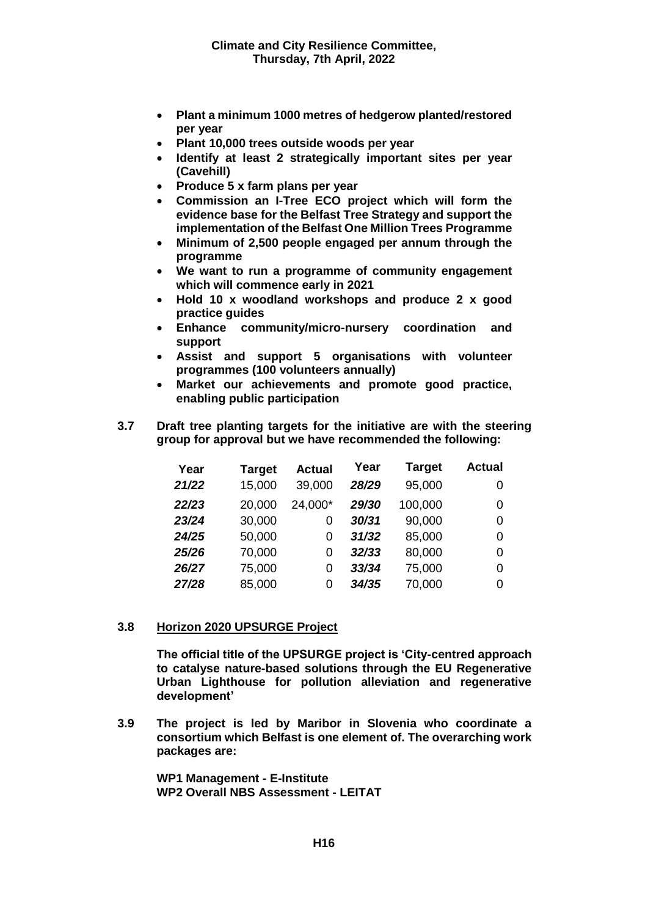- **Plant a minimum 1000 metres of hedgerow planted/restored per year**
- **Plant 10,000 trees outside woods per year**
- **Identify at least 2 strategically important sites per year (Cavehill)**
- **Produce 5 x farm plans per year**
- **Commission an I-Tree ECO project which will form the evidence base for the Belfast Tree Strategy and support the implementation of the Belfast One Million Trees Programme**
- **Minimum of 2,500 people engaged per annum through the programme**
- **We want to run a programme of community engagement which will commence early in 2021**
- **Hold 10 x woodland workshops and produce 2 x good practice guides**
- **Enhance community/micro-nursery coordination and support**
- **Assist and support 5 organisations with volunteer programmes (100 volunteers annually)**
- **Market our achievements and promote good practice, enabling public participation**

**3.7 Draft tree planting targets for the initiative are with the steering group for approval but we have recommended the following:**

| Year | Target | Actual | Year | Target | Actual |
|---|---|---|---|---|---|
| *21/22* | 15,000 | 39,000 | *28/29* | 95,000 | 0 |
| *22/23* | 20,000 | 24,000* | *29/30* | 100,000 | 0 |
| *23/24* | 30,000 | 0 | *30/31* | 90,000 | 0 |
| *24/25* | 50,000 | 0 | *31/32* | 85,000 | 0 |
| *25/26* | 70,000 | 0 | *32/33* | 80,000 | 0 |
| *26/27* | 75,000 | 0 | *33/34* | 75,000 | 0 |
| *27/28* | 85,000 | 0 | *34/35* | 70,000 | 0 |

**3.8 <u>Horizon 2020 UPSURGE Project</u>**

**The official title of the UPSURGE project is 'City-centred approach to catalyse nature-based solutions through the EU Regenerative Urban Lighthouse for pollution alleviation and regenerative development'**

**3.9 The project is led by Maribor in Slovenia who coordinate a consortium which Belfast is one element of. The overarching work packages are:**

**WP1 Management - E-Institute**
**WP2 Overall NBS Assessment - LEITAT**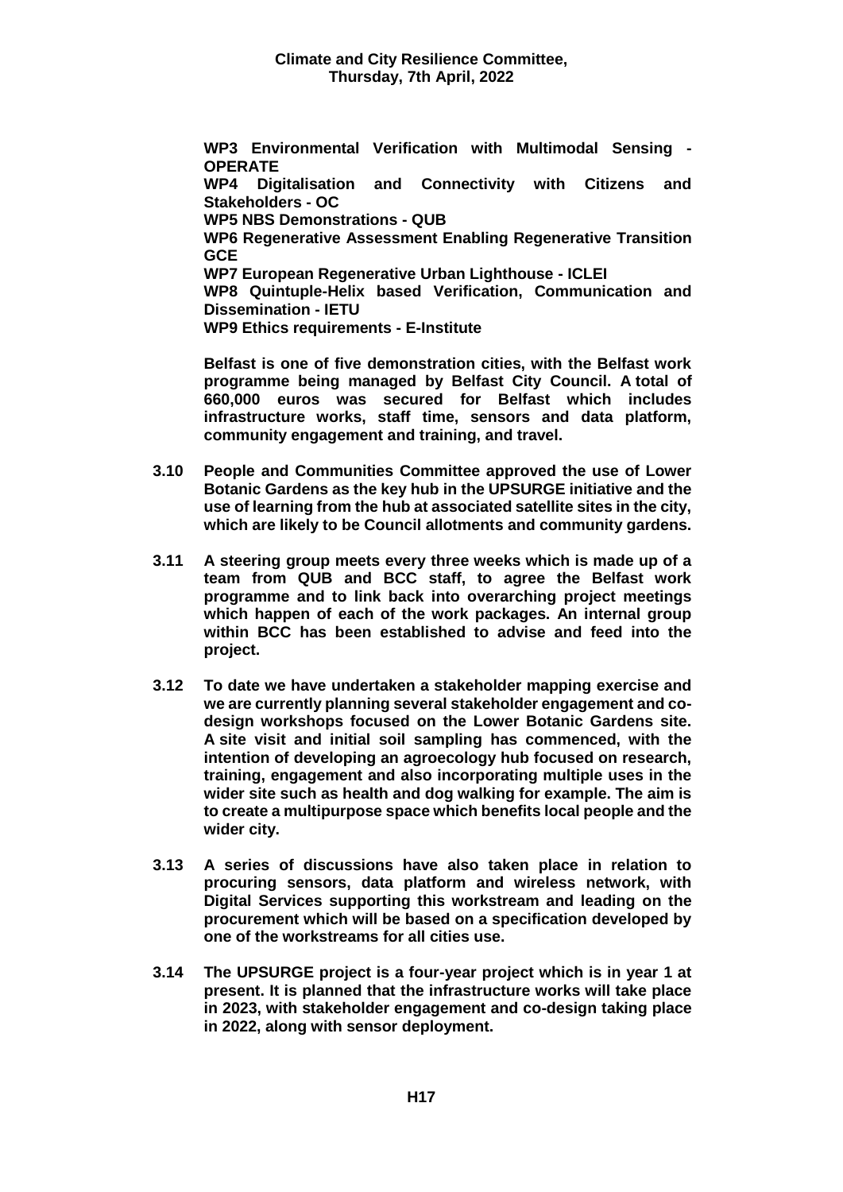**WP3 Environmental Verification with Multimodal Sensing - OPERATE**
**WP4 Digitalisation and Connectivity with Citizens and Stakeholders - OC**
**WP5 NBS Demonstrations - QUB**
**WP6 Regenerative Assessment Enabling Regenerative Transition GCE**
**WP7 European Regenerative Urban Lighthouse - ICLEI**
**WP8 Quintuple-Helix based Verification, Communication and Dissemination - IETU**
**WP9 Ethics requirements - E-Institute**

**Belfast is one of five demonstration cities, with the Belfast work programme being managed by Belfast City Council. A total of 660,000 euros was secured for Belfast which includes infrastructure works, staff time, sensors and data platform, community engagement and training, and travel.**

**3.10 People and Communities Committee approved the use of Lower Botanic Gardens as the key hub in the UPSURGE initiative and the use of learning from the hub at associated satellite sites in the city, which are likely to be Council allotments and community gardens.**

**3.11 A steering group meets every three weeks which is made up of a team from QUB and BCC staff, to agree the Belfast work programme and to link back into overarching project meetings which happen of each of the work packages. An internal group within BCC has been established to advise and feed into the project.**

**3.12 To date we have undertaken a stakeholder mapping exercise and we are currently planning several stakeholder engagement and co-design workshops focused on the Lower Botanic Gardens site. A site visit and initial soil sampling has commenced, with the intention of developing an agroecology hub focused on research, training, engagement and also incorporating multiple uses in the wider site such as health and dog walking for example. The aim is to create a multipurpose space which benefits local people and the wider city.**

**3.13 A series of discussions have also taken place in relation to procuring sensors, data platform and wireless network, with Digital Services supporting this workstream and leading on the procurement which will be based on a specification developed by one of the workstreams for all cities use.**

**3.14 The UPSURGE project is a four-year project which is in year 1 at present. It is planned that the infrastructure works will take place in 2023, with stakeholder engagement and co-design taking place in 2022, along with sensor deployment.**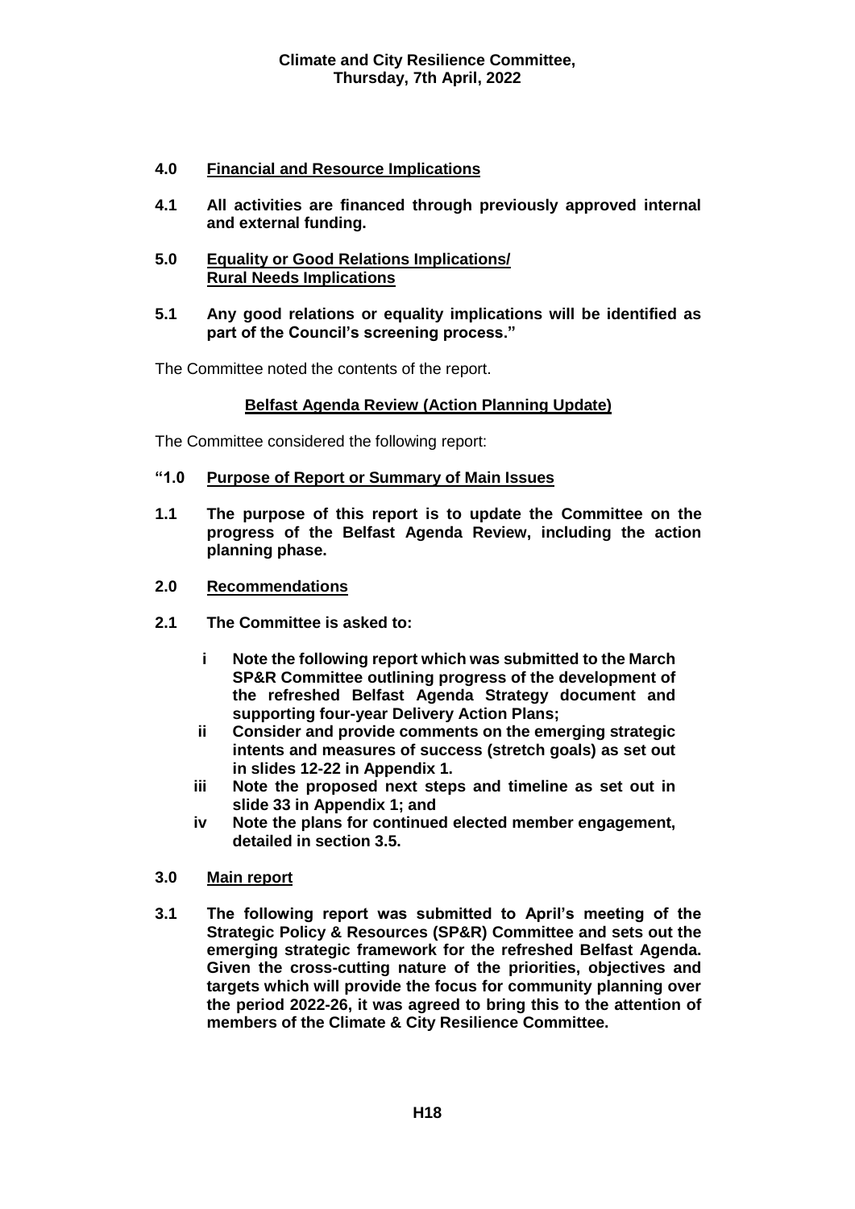**4.0 Financial and Resource Implications**

**4.1 All activities are financed through previously approved internal and external funding.**

**5.0 Equality or Good Relations Implications/ Rural Needs Implications**

**5.1 Any good relations or equality implications will be identified as part of the Council's screening process."**

The Committee noted the contents of the report.

**Belfast Agenda Review (Action Planning Update)**

The Committee considered the following report:

**"1.0 Purpose of Report or Summary of Main Issues**

**1.1 The purpose of this report is to update the Committee on the progress of the Belfast Agenda Review, including the action planning phase.**

**2.0 Recommendations**

**2.1 The Committee is asked to:**

- **i Note the following report which was submitted to the March SP&R Committee outlining progress of the development of the refreshed Belfast Agenda Strategy document and supporting four-year Delivery Action Plans;**
- **ii Consider and provide comments on the emerging strategic intents and measures of success (stretch goals) as set out in slides 12-22 in Appendix 1.**
- **iii Note the proposed next steps and timeline as set out in slide 33 in Appendix 1; and**
- **iv Note the plans for continued elected member engagement, detailed in section 3.5.**

**3.0 Main report**

**3.1 The following report was submitted to April's meeting of the Strategic Policy & Resources (SP&R) Committee and sets out the emerging strategic framework for the refreshed Belfast Agenda. Given the cross-cutting nature of the priorities, objectives and targets which will provide the focus for community planning over the period 2022-26, it was agreed to bring this to the attention of members of the Climate & City Resilience Committee.**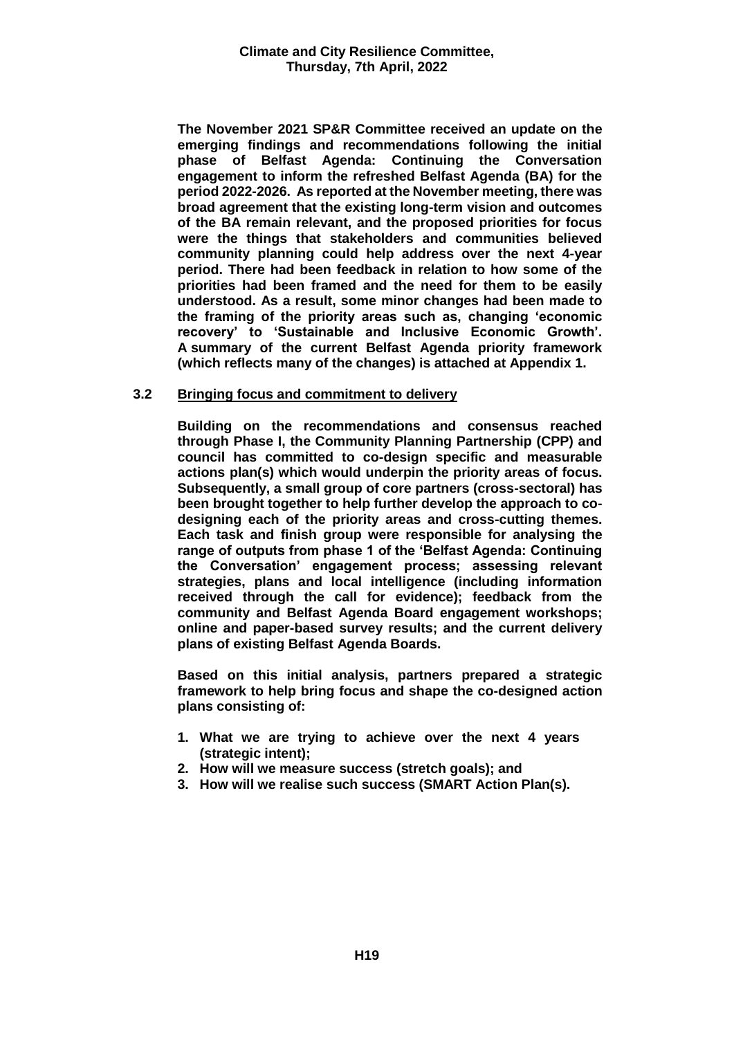**The November 2021 SP&R Committee received an update on the emerging findings and recommendations following the initial phase of Belfast Agenda: Continuing the Conversation engagement to inform the refreshed Belfast Agenda (BA) for the period 2022-2026. As reported at the November meeting, there was broad agreement that the existing long-term vision and outcomes of the BA remain relevant, and the proposed priorities for focus were the things that stakeholders and communities believed community planning could help address over the next 4-year period. There had been feedback in relation to how some of the priorities had been framed and the need for them to be easily understood. As a result, some minor changes had been made to the framing of the priority areas such as, changing 'economic recovery' to 'Sustainable and Inclusive Economic Growth'. A summary of the current Belfast Agenda priority framework (which reflects many of the changes) is attached at Appendix 1.**

**3.2 <u>Bringing focus and commitment to delivery</u>**

**Building on the recommendations and consensus reached through Phase I, the Community Planning Partnership (CPP) and council has committed to co-design specific and measurable actions plan(s) which would underpin the priority areas of focus. Subsequently, a small group of core partners (cross-sectoral) has been brought together to help further develop the approach to co-designing each of the priority areas and cross-cutting themes. Each task and finish group were responsible for analysing the range of outputs from phase 1 of the 'Belfast Agenda: Continuing the Conversation' engagement process; assessing relevant strategies, plans and local intelligence (including information received through the call for evidence); feedback from the community and Belfast Agenda Board engagement workshops; online and paper-based survey results; and the current delivery plans of existing Belfast Agenda Boards.**

**Based on this initial analysis, partners prepared a strategic framework to help bring focus and shape the co-designed action plans consisting of:**

1. **What we are trying to achieve over the next 4 years (strategic intent);**
2. **How will we measure success (stretch goals); and**
3. **How will we realise such success (SMART Action Plan(s).**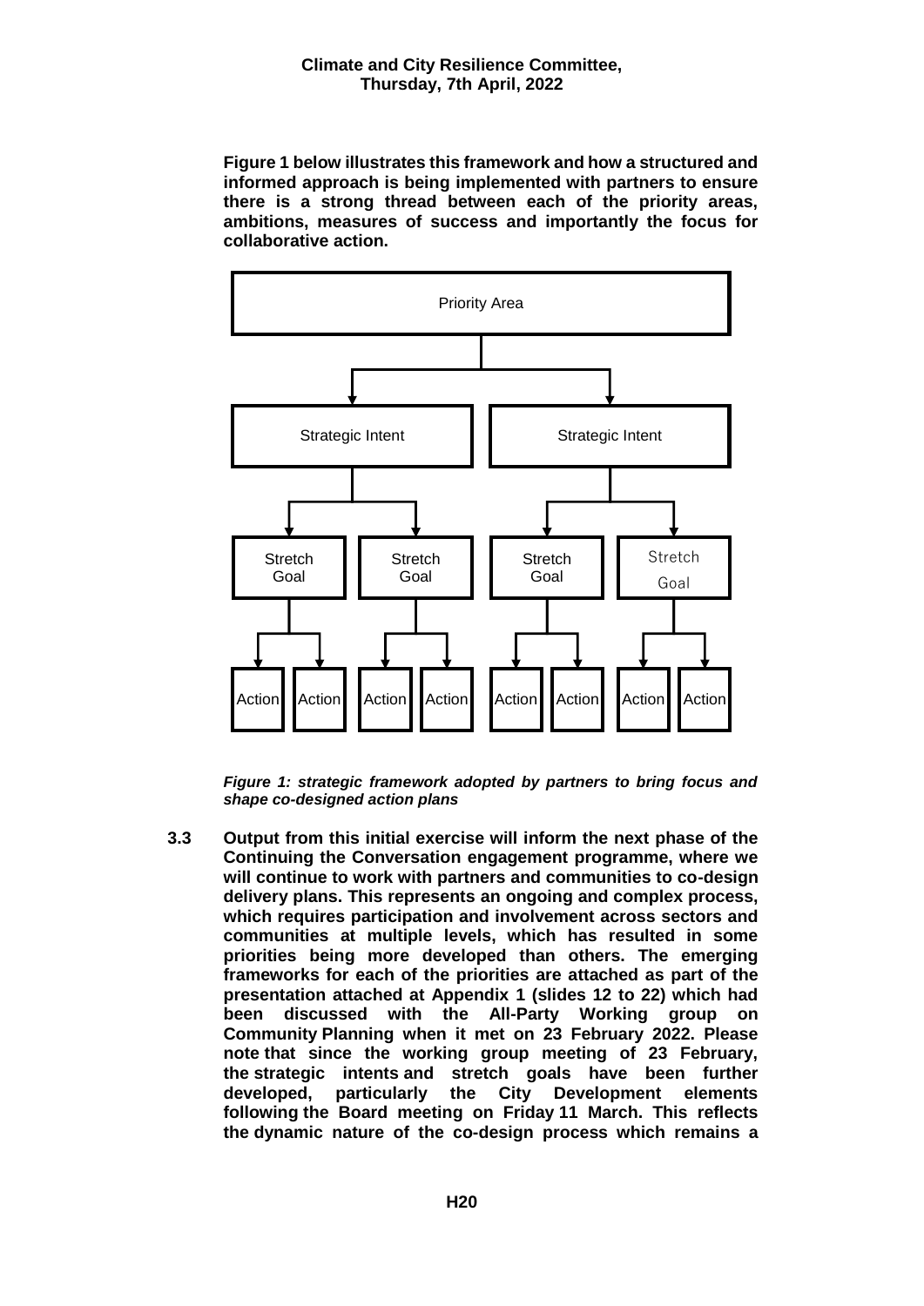**Figure 1 below illustrates this framework and how a structured and informed approach is being implemented with partners to ensure there is a strong thread between each of the priority areas, ambitions, measures of success and importantly the focus for collaborative action.**

Priority Area

Strategic Intent | Strategic Intent

Stretch Goal | Stretch Goal | Stretch Goal | Stretch Goal

Action | Action | Action | Action | Action | Action | Action | Action

***Figure 1: strategic framework adopted by partners to bring focus and shape co-designed action plans***

**3.3** **Output from this initial exercise will inform the next phase of the Continuing the Conversation engagement programme, where we will continue to work with partners and communities to co-design delivery plans. This represents an ongoing and complex process, which requires participation and involvement across sectors and communities at multiple levels, which has resulted in some priorities being more developed than others. The emerging frameworks for each of the priorities are attached as part of the presentation attached at Appendix 1 (slides 12 to 22) which had been discussed with the All-Party Working group on Community Planning when it met on 23 February 2022. Please note that since the working group meeting of 23 February, the strategic intents and stretch goals have been further developed, particularly the City Development elements following the Board meeting on Friday 11 March. This reflects the dynamic nature of the co-design process which remains a**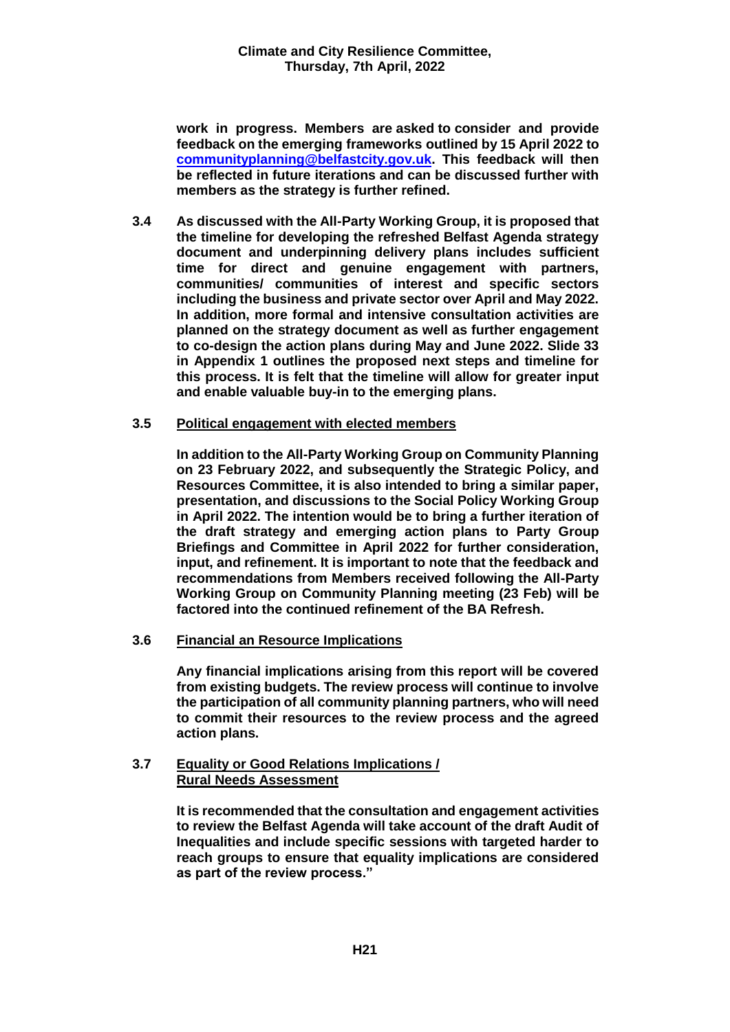**work in progress. Members are asked to consider and provide feedback on the emerging frameworks outlined by 15 April 2022 to communityplanning@belfastcity.gov.uk. This feedback will then be reflected in future iterations and can be discussed further with members as the strategy is further refined.**

**3.4** **As discussed with the All-Party Working Group, it is proposed that the timeline for developing the refreshed Belfast Agenda strategy document and underpinning delivery plans includes sufficient time for direct and genuine engagement with partners, communities/ communities of interest and specific sectors including the business and private sector over April and May 2022. In addition, more formal and intensive consultation activities are planned on the strategy document as well as further engagement to co-design the action plans during May and June 2022. Slide 33 in Appendix 1 outlines the proposed next steps and timeline for this process. It is felt that the timeline will allow for greater input and enable valuable buy-in to the emerging plans.**

**3.5** **Political engagement with elected members**

**In addition to the All-Party Working Group on Community Planning on 23 February 2022, and subsequently the Strategic Policy, and Resources Committee, it is also intended to bring a similar paper, presentation, and discussions to the Social Policy Working Group in April 2022. The intention would be to bring a further iteration of the draft strategy and emerging action plans to Party Group Briefings and Committee in April 2022 for further consideration, input, and refinement. It is important to note that the feedback and recommendations from Members received following the All-Party Working Group on Community Planning meeting (23 Feb) will be factored into the continued refinement of the BA Refresh.**

**3.6** **Financial an Resource Implications**

**Any financial implications arising from this report will be covered from existing budgets. The review process will continue to involve the participation of all community planning partners, who will need to commit their resources to the review process and the agreed action plans.**

**3.7** **Equality or Good Relations Implications / Rural Needs Assessment**

**It is recommended that the consultation and engagement activities to review the Belfast Agenda will take account of the draft Audit of Inequalities and include specific sessions with targeted harder to reach groups to ensure that equality implications are considered as part of the review process."**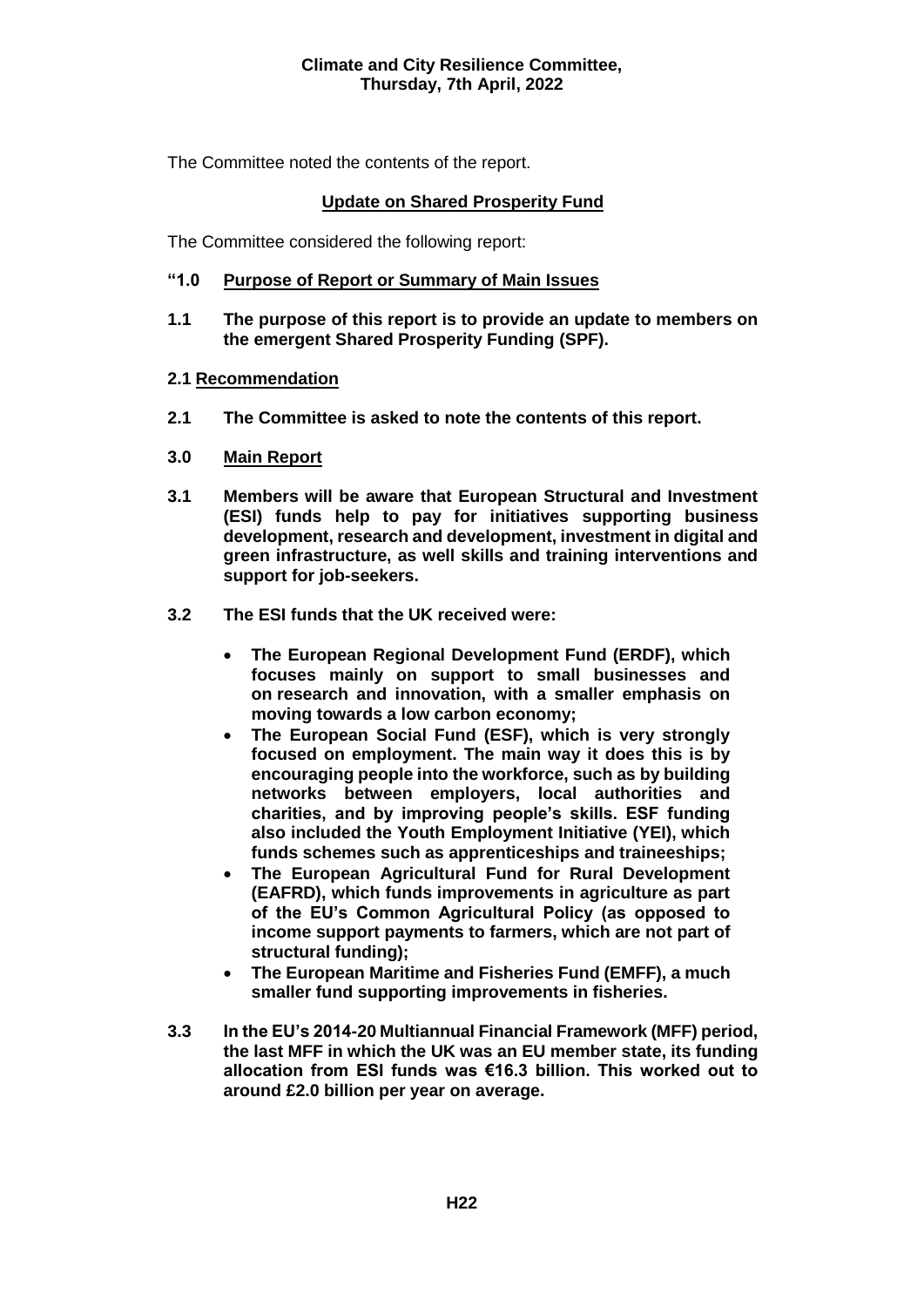The Committee noted the contents of the report.

**Update on Shared Prosperity Fund**

The Committee considered the following report:

**"1.0 Purpose of Report or Summary of Main Issues**

**1.1 The purpose of this report is to provide an update to members on the emergent Shared Prosperity Funding (SPF).**

**2.1 Recommendation**

**2.1 The Committee is asked to note the contents of this report.**

**3.0 Main Report**

**3.1 Members will be aware that European Structural and Investment (ESI) funds help to pay for initiatives supporting business development, research and development, investment in digital and green infrastructure, as well skills and training interventions and support for job-seekers.**

**3.2 The ESI funds that the UK received were:**

- **The European Regional Development Fund (ERDF), which focuses mainly on support to small businesses and on research and innovation, with a smaller emphasis on moving towards a low carbon economy;**
- **The European Social Fund (ESF), which is very strongly focused on employment. The main way it does this is by encouraging people into the workforce, such as by building networks between employers, local authorities and charities, and by improving people's skills. ESF funding also included the Youth Employment Initiative (YEI), which funds schemes such as apprenticeships and traineeships;**
- **The European Agricultural Fund for Rural Development (EAFRD), which funds improvements in agriculture as part of the EU's Common Agricultural Policy (as opposed to income support payments to farmers, which are not part of structural funding);**
- **The European Maritime and Fisheries Fund (EMFF), a much smaller fund supporting improvements in fisheries.**

**3.3 In the EU's 2014-20 Multiannual Financial Framework (MFF) period, the last MFF in which the UK was an EU member state, its funding allocation from ESI funds was €16.3 billion. This worked out to around £2.0 billion per year on average.**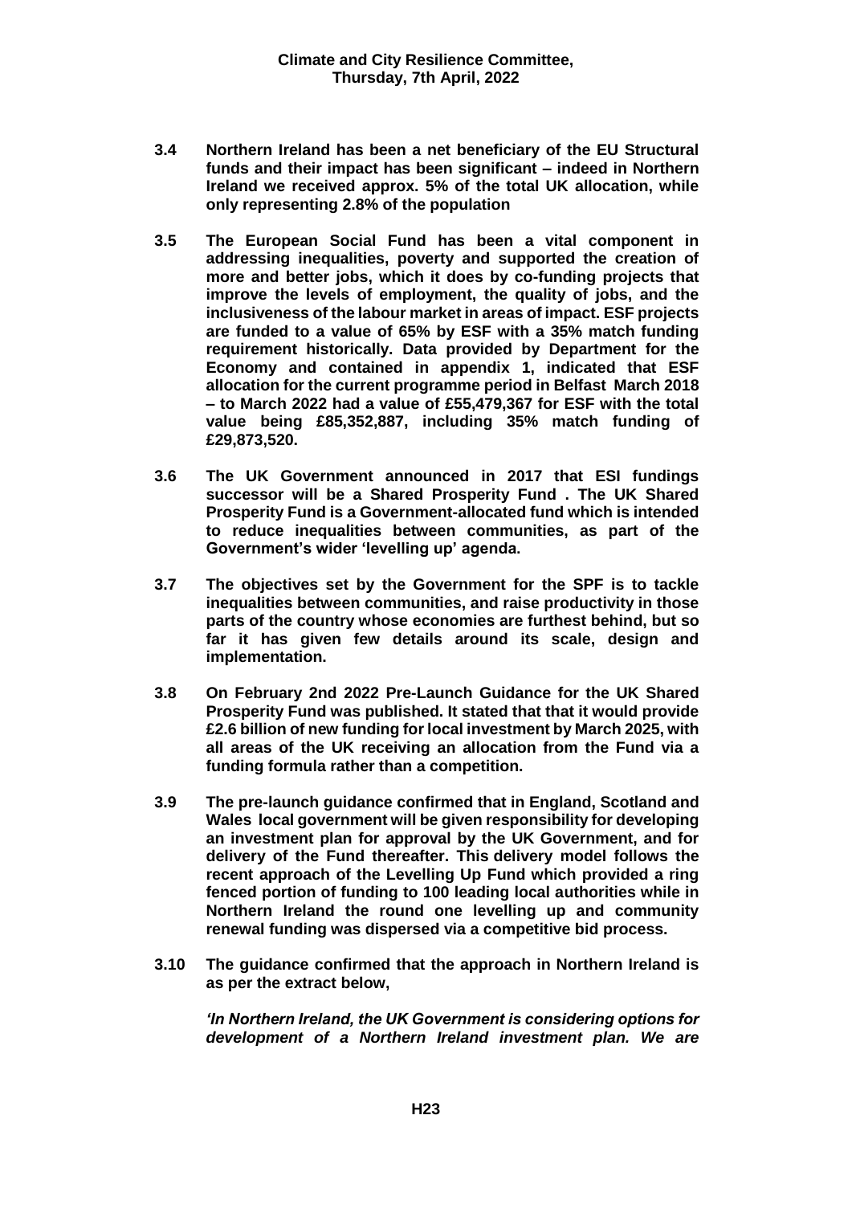**3.4 Northern Ireland has been a net beneficiary of the EU Structural funds and their impact has been significant – indeed in Northern Ireland we received approx. 5% of the total UK allocation, while only representing 2.8% of the population**

**3.5 The European Social Fund has been a vital component in addressing inequalities, poverty and supported the creation of more and better jobs, which it does by co-funding projects that improve the levels of employment, the quality of jobs, and the inclusiveness of the labour market in areas of impact. ESF projects are funded to a value of 65% by ESF with a 35% match funding requirement historically. Data provided by Department for the Economy and contained in appendix 1, indicated that ESF allocation for the current programme period in Belfast March 2018 – to March 2022 had a value of £55,479,367 for ESF with the total value being £85,352,887, including 35% match funding of £29,873,520.**

**3.6 The UK Government announced in 2017 that ESI fundings successor will be a Shared Prosperity Fund . The UK Shared Prosperity Fund is a Government-allocated fund which is intended to reduce inequalities between communities, as part of the Government's wider 'levelling up' agenda.**

**3.7 The objectives set by the Government for the SPF is to tackle inequalities between communities, and raise productivity in those parts of the country whose economies are furthest behind, but so far it has given few details around its scale, design and implementation.**

**3.8 On February 2nd 2022 Pre-Launch Guidance for the UK Shared Prosperity Fund was published. It stated that that it would provide £2.6 billion of new funding for local investment by March 2025, with all areas of the UK receiving an allocation from the Fund via a funding formula rather than a competition.**

**3.9 The pre-launch guidance confirmed that in England, Scotland and Wales local government will be given responsibility for developing an investment plan for approval by the UK Government, and for delivery of the Fund thereafter. This delivery model follows the recent approach of the Levelling Up Fund which provided a ring fenced portion of funding to 100 leading local authorities while in Northern Ireland the round one levelling up and community renewal funding was dispersed via a competitive bid process.**

**3.10 The guidance confirmed that the approach in Northern Ireland is as per the extract below,**

***'In Northern Ireland, the UK Government is considering options for development of a Northern Ireland investment plan. We are***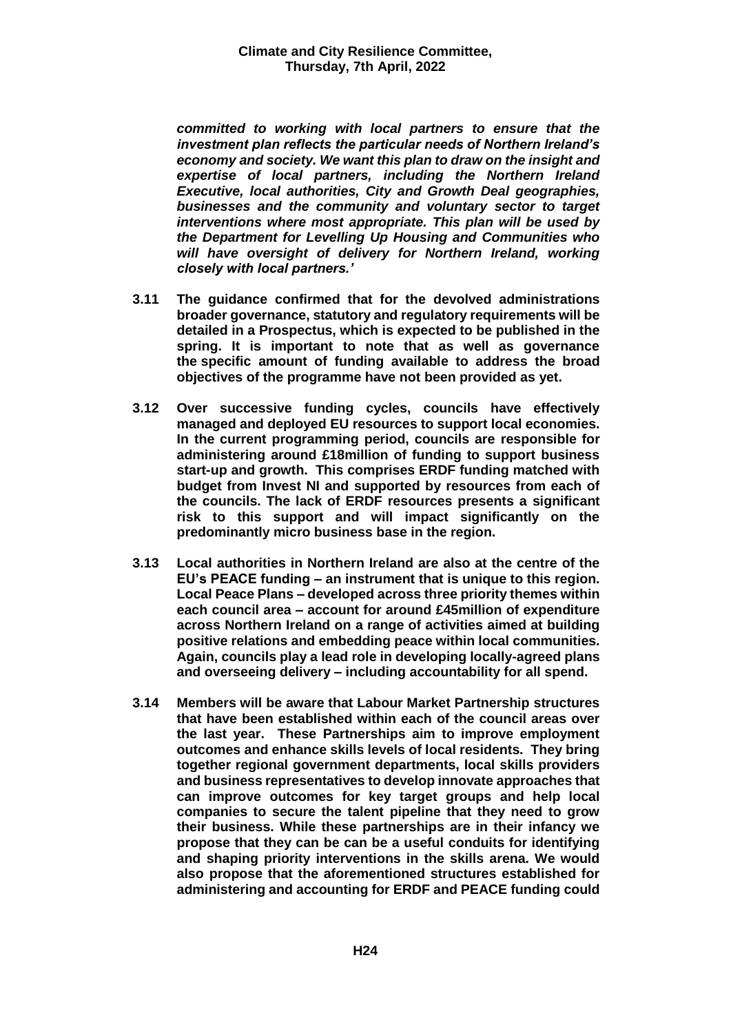***committed to working with local partners to ensure that the investment plan reflects the particular needs of Northern Ireland's economy and society. We want this plan to draw on the insight and expertise of local partners, including the Northern Ireland Executive, local authorities, City and Growth Deal geographies, businesses and the community and voluntary sector to target interventions where most appropriate. This plan will be used by the Department for Levelling Up Housing and Communities who will have oversight of delivery for Northern Ireland, working closely with local partners.'***

**3.11 The guidance confirmed that for the devolved administrations broader governance, statutory and regulatory requirements will be detailed in a Prospectus, which is expected to be published in the spring. It is important to note that as well as governance the specific amount of funding available to address the broad objectives of the programme have not been provided as yet.**

**3.12 Over successive funding cycles, councils have effectively managed and deployed EU resources to support local economies. In the current programming period, councils are responsible for administering around £18million of funding to support business start-up and growth. This comprises ERDF funding matched with budget from Invest NI and supported by resources from each of the councils. The lack of ERDF resources presents a significant risk to this support and will impact significantly on the predominantly micro business base in the region.**

**3.13 Local authorities in Northern Ireland are also at the centre of the EU's PEACE funding – an instrument that is unique to this region. Local Peace Plans – developed across three priority themes within each council area – account for around £45million of expenditure across Northern Ireland on a range of activities aimed at building positive relations and embedding peace within local communities. Again, councils play a lead role in developing locally-agreed plans and overseeing delivery – including accountability for all spend.**

**3.14 Members will be aware that Labour Market Partnership structures that have been established within each of the council areas over the last year. These Partnerships aim to improve employment outcomes and enhance skills levels of local residents. They bring together regional government departments, local skills providers and business representatives to develop innovate approaches that can improve outcomes for key target groups and help local companies to secure the talent pipeline that they need to grow their business. While these partnerships are in their infancy we propose that they can be can be a useful conduits for identifying and shaping priority interventions in the skills arena. We would also propose that the aforementioned structures established for administering and accounting for ERDF and PEACE funding could**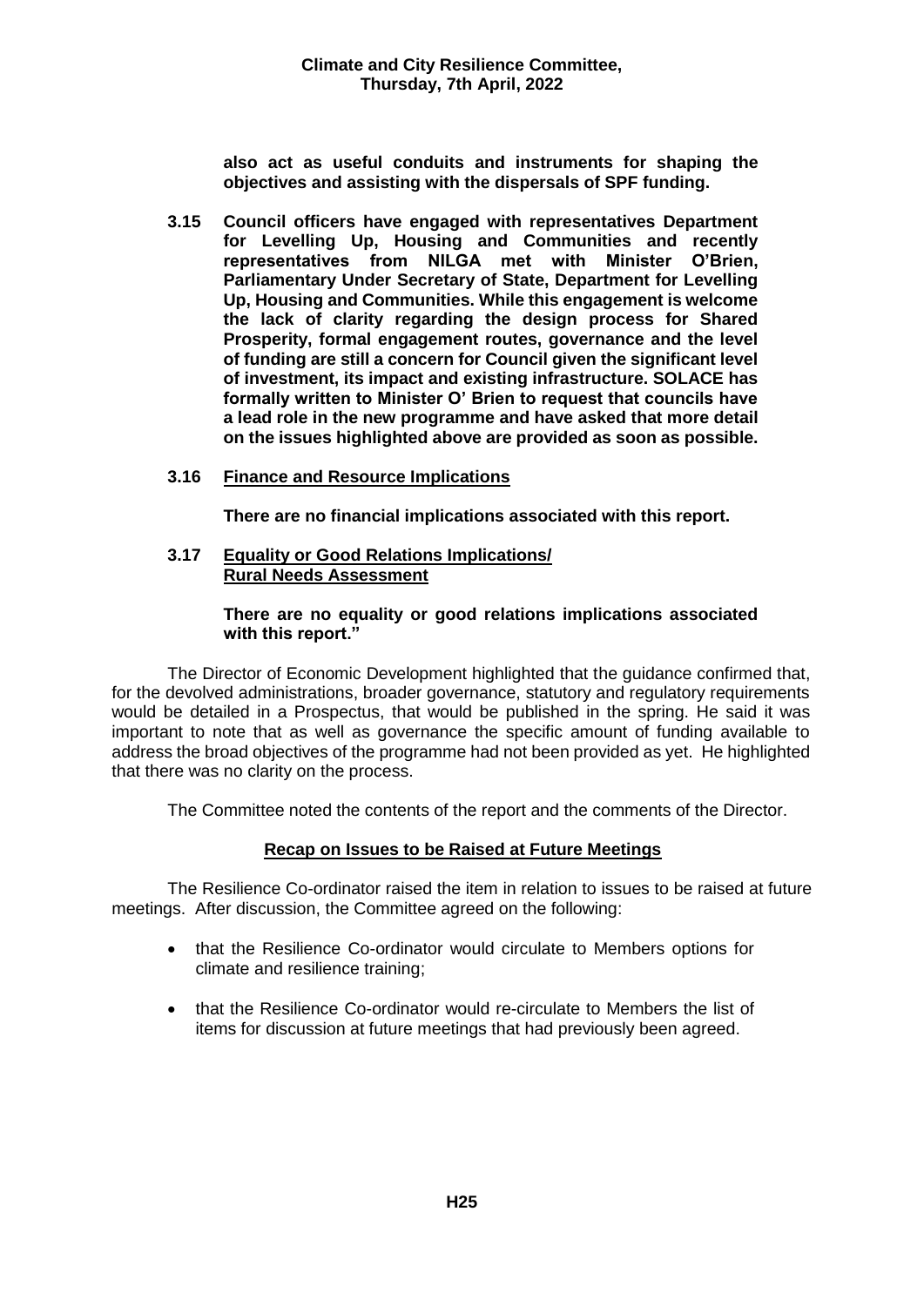**also act as useful conduits and instruments for shaping the objectives and assisting with the dispersals of SPF funding.**

**3.15 Council officers have engaged with representatives Department for Levelling Up, Housing and Communities and recently representatives from NILGA met with Minister O'Brien, Parliamentary Under Secretary of State, Department for Levelling Up, Housing and Communities. While this engagement is welcome the lack of clarity regarding the design process for Shared Prosperity, formal engagement routes, governance and the level of funding are still a concern for Council given the significant level of investment, its impact and existing infrastructure. SOLACE has formally written to Minister O' Brien to request that councils have a lead role in the new programme and have asked that more detail on the issues highlighted above are provided as soon as possible.**

**3.16 <u>Finance and Resource Implications</u>**

**There are no financial implications associated with this report.**

**3.17 <u>Equality or Good Relations Implications/ Rural Needs Assessment</u>**

**There are no equality or good relations implications associated with this report."**

The Director of Economic Development highlighted that the guidance confirmed that, for the devolved administrations, broader governance, statutory and regulatory requirements would be detailed in a Prospectus, that would be published in the spring. He said it was important to note that as well as governance the specific amount of funding available to address the broad objectives of the programme had not been provided as yet. He highlighted that there was no clarity on the process.

The Committee noted the contents of the report and the comments of the Director.

**<u>Recap on Issues to be Raised at Future Meetings</u>**

The Resilience Co-ordinator raised the item in relation to issues to be raised at future meetings. After discussion, the Committee agreed on the following:

- that the Resilience Co-ordinator would circulate to Members options for climate and resilience training;
- that the Resilience Co-ordinator would re-circulate to Members the list of items for discussion at future meetings that had previously been agreed.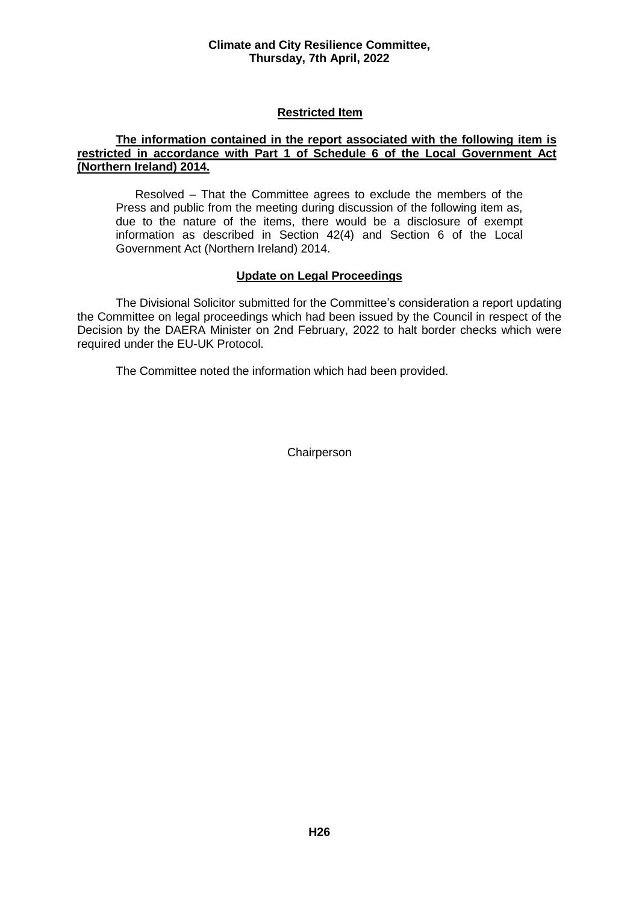## Restricted Item

**The information contained in the report associated with the following item is restricted in accordance with Part 1 of Schedule 6 of the Local Government Act (Northern Ireland) 2014.**

Resolved – That the Committee agrees to exclude the members of the Press and public from the meeting during discussion of the following item as, due to the nature of the items, there would be a disclosure of exempt information as described in Section 42(4) and Section 6 of the Local Government Act (Northern Ireland) 2014.

### Update on Legal Proceedings

The Divisional Solicitor submitted for the Committee's consideration a report updating the Committee on legal proceedings which had been issued by the Council in respect of the Decision by the DAERA Minister on 2nd February, 2022 to halt border checks which were required under the EU-UK Protocol.

The Committee noted the information which had been provided.

Chairperson